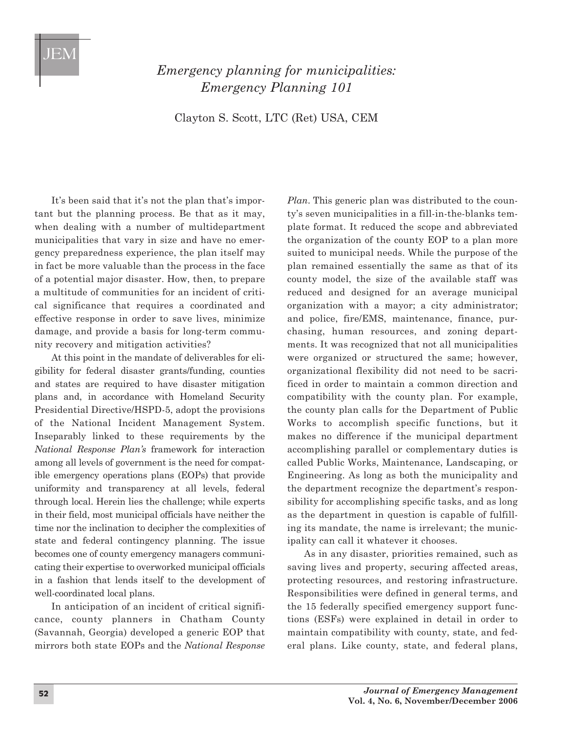# *Emergency planning for municipalities: Emergency Planning 101*

Clayton S. Scott, LTC (Ret) USA, CEM

It's been said that it's not the plan that's important but the planning process. Be that as it may, when dealing with a number of multidepartment municipalities that vary in size and have no emergency preparedness experience, the plan itself may in fact be more valuable than the process in the face of a potential major disaster. How, then, to prepare a multitude of communities for an incident of critical significance that requires a coordinated and effective response in order to save lives, minimize damage, and provide a basis for long-term community recovery and mitigation activities?

At this point in the mandate of deliverables for eligibility for federal disaster grants/funding, counties and states are required to have disaster mitigation plans and, in accordance with Homeland Security Presidential Directive/HSPD-5, adopt the provisions of the National Incident Management System. Inseparably linked to these requirements by the *National Response Plan's* framework for interaction among all levels of government is the need for compatible emergency operations plans (EOPs) that provide uniformity and transparency at all levels, federal through local. Herein lies the challenge; while experts in their field, most municipal officials have neither the time nor the inclination to decipher the complexities of state and federal contingency planning. The issue becomes one of county emergency managers communicating their expertise to overworked municipal officials in a fashion that lends itself to the development of well-coordinated local plans.

In anticipation of an incident of critical significance, county planners in Chatham County (Savannah, Georgia) developed a generic EOP that mirrors both state EOPs and the *National Response Plan*. This generic plan was distributed to the county's seven municipalities in a fill-in-the-blanks template format. It reduced the scope and abbreviated the organization of the county EOP to a plan more suited to municipal needs. While the purpose of the plan remained essentially the same as that of its county model, the size of the available staff was reduced and designed for an average municipal organization with a mayor; a city administrator; and police, fire/EMS, maintenance, finance, purchasing, human resources, and zoning departments. It was recognized that not all municipalities were organized or structured the same; however, organizational flexibility did not need to be sacrificed in order to maintain a common direction and compatibility with the county plan. For example, the county plan calls for the Department of Public Works to accomplish specific functions, but it makes no difference if the municipal department accomplishing parallel or complementary duties is called Public Works, Maintenance, Landscaping, or Engineering. As long as both the municipality and the department recognize the department's responsibility for accomplishing specific tasks, and as long as the department in question is capable of fulfilling its mandate, the name is irrelevant; the municipality can call it whatever it chooses.

As in any disaster, priorities remained, such as saving lives and property, securing affected areas, protecting resources, and restoring infrastructure. Responsibilities were defined in general terms, and the 15 federally specified emergency support functions (ESFs) were explained in detail in order to maintain compatibility with county, state, and federal plans. Like county, state, and federal plans,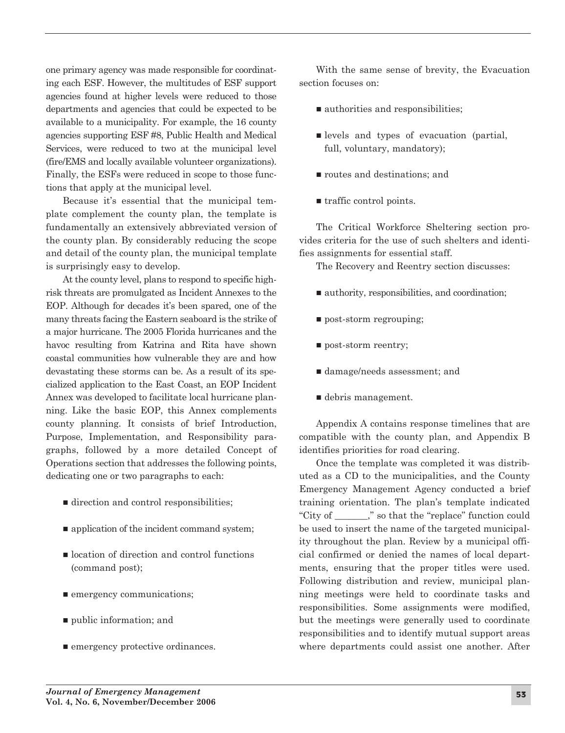one primary agency was made responsible for coordinating each ESF. However, the multitudes of ESF support agencies found at higher levels were reduced to those departments and agencies that could be expected to be available to a municipality. For example, the 16 county agencies supporting ESF #8, Public Health and Medical Services, were reduced to two at the municipal level (fire/EMS and locally available volunteer organizations). Finally, the ESFs were reduced in scope to those functions that apply at the municipal level.

Because it's essential that the municipal template complement the county plan, the template is fundamentally an extensively abbreviated version of the county plan. By considerably reducing the scope and detail of the county plan, the municipal template is surprisingly easy to develop.

At the county level, plans to respond to specific high-risk threats are promulgated as Incident Annexes to the EOP. Although for decades it's been spared, one of the many threats facing the Eastern seaboard is the strike of a major hurricane. The 2005 Florida hurricanes and the havoc resulting from Katrina and Rita have shown coastal communities how vulnerable they are and how devastating these storms can be. As a result of its specialized application to the East Coast, an EOP Incident Annex was developed to facilitate local hurricane planning. Like the basic EOP, this Annex complements county planning. It consists of brief Introduction, Purpose, Implementation, and Responsibility paragraphs, followed by a more detailed Concept of Operations section that addresses the following points, dedicating one or two paragraphs to each:

- direction and control responsibilities;
- application of the incident command system;
- location of direction and control functions (command post);
- emergency communications;
- public information; and
- emergency protective ordinances.

With the same sense of brevity, the Evacuation section focuses on:

- authorities and responsibilities;
- levels and types of evacuation (partial, full, voluntary, mandatory);
- routes and destinations; and
- traffic control points.

The Critical Workforce Sheltering section provides criteria for the use of such shelters and identifies assignments for essential staff.

The Recovery and Reentry section discusses:

- authority, responsibilities, and coordination;
- post-storm regrouping;
- post-storm reentry;
- damage/needs assessment; and
- debris management.

Appendix A contains response timelines that are compatible with the county plan, and Appendix B identifies priorities for road clearing.

Once the template was completed it was distributed as a CD to the municipalities, and the County Emergency Management Agency conducted a brief training orientation. The plan's template indicated "City of _______," so that the "replace" function could be used to insert the name of the targeted municipality throughout the plan. Review by a municipal official confirmed or denied the names of local departments, ensuring that the proper titles were used. Following distribution and review, municipal planning meetings were held to coordinate tasks and responsibilities. Some assignments were modified, but the meetings were generally used to coordinate responsibilities and to identify mutual support areas where departments could assist one another. After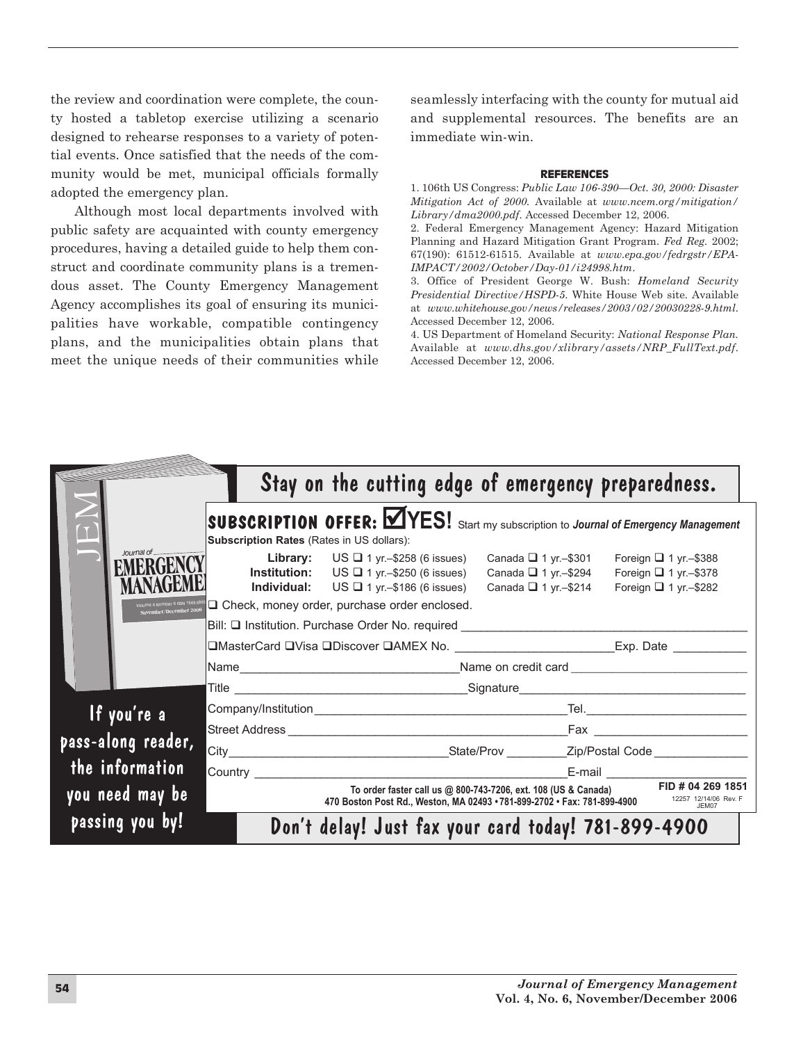the review and coordination were complete, the county hosted a tabletop exercise utilizing a scenario designed to rehearse responses to a variety of potential events. Once satisfied that the needs of the community would be met, municipal officials formally adopted the emergency plan.

Although most local departments involved with public safety are acquainted with county emergency procedures, having a detailed guide to help them construct and coordinate community plans is a tremendous asset. The County Emergency Management Agency accomplishes its goal of ensuring its municipalities have workable, compatible contingency plans, and the municipalities obtain plans that meet the unique needs of their communities while seamlessly interfacing with the county for mutual aid and supplemental resources. The benefits are an immediate win-win.

#### REFERENCES

1. 106th US Congress: *Public Law 106-390—Oct. 30, 2000: Disaster Mitigation Act of 2000.* Available at *www.ncem.org/mitigation/Library/dma2000.pdf*. Accessed December 12, 2006.
2. Federal Emergency Management Agency: Hazard Mitigation Planning and Hazard Mitigation Grant Program. *Fed Reg.* 2002; 67(190): 61512-61515. Available at *www.epa.gov/fedrgstr/EPA-IMPACT/2002/October/Day-01/i24998.htm*.
3. Office of President George W. Bush: *Homeland Security Presidential Directive/HSPD-5.* White House Web site. Available at *www.whitehouse.gov/news/releases/2003/02/20030228-9.html*. Accessed December 12, 2006.
4. US Department of Homeland Security: *National Response Plan.* Available at *www.dhs.gov/xlibrary/assets/NRP_FullText.pdf*. Accessed December 12, 2006.

## Stay on the cutting edge of emergency preparedness.

**SUBSCRIPTION OFFER: ☑YES!** Start my subscription to ***Journal of Emergency Management***

**Subscription Rates** (Rates in US dollars):

| | | | |
|---|---|---|---|
| **Library:** | US ❑ 1 yr.–$258 (6 issues) | Canada ❑ 1 yr.–$301 | Foreign ❑ 1 yr.–$388 |
| **Institution:** | US ❑ 1 yr.–$250 (6 issues) | Canada ❑ 1 yr.–$294 | Foreign ❑ 1 yr.–$378 |
| **Individual:** | US ❑ 1 yr.–$186 (6 issues) | Canada ❑ 1 yr.–$214 | Foreign ❑ 1 yr.–$282 |

❑ Check, money order, purchase order enclosed.

Bill: ❑ Institution. Purchase Order No. required ____________

❑MasterCard ❑Visa ❑Discover ❑AMEX No. ____________ Exp. Date ________

Name ____________ Name on credit card ____________

Title ____________ Signature ____________

Company/Institution ____________ Tel. ____________

Street Address ____________ Fax ____________

City ____________ State/Prov ________ Zip/Postal Code ____________

Country ____________ E-mail ____________

**To order faster call us @ 800-743-7206, ext. 108 (US & Canada)**
**470 Boston Post Rd., Weston, MA 02493 • 781-899-2702 • Fax: 781-899-4900**

**FID # 04 269 1851**

12257 12/14/06 Rev. F JEM07

**If you're a pass-along reader, the information you need may be passing you by!**

**Don't delay! Just fax your card today! 781-899-4900**